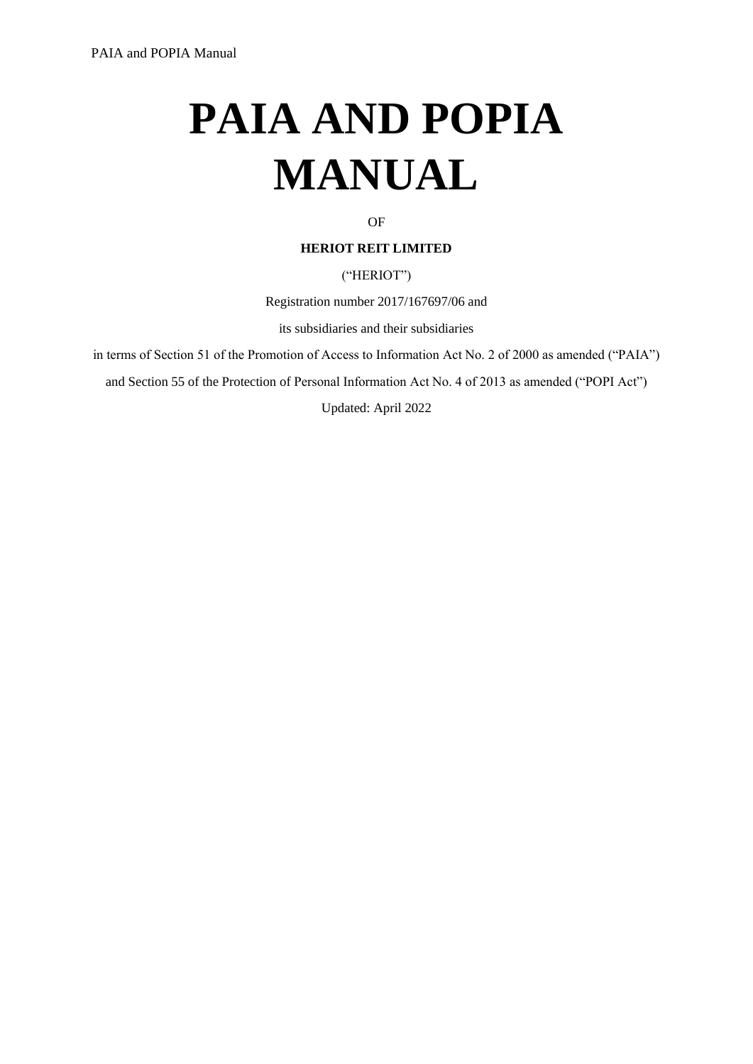# PAIA AND POPIA MANUAL

OF

**HERIOT REIT LIMITED**

("HERIOT")

Registration number 2017/167697/06 and

its subsidiaries and their subsidiaries

in terms of Section 51 of the Promotion of Access to Information Act No. 2 of 2000 as amended ("PAIA")

and Section 55 of the Protection of Personal Information Act No. 4 of 2013 as amended ("POPI Act")

Updated: April 2022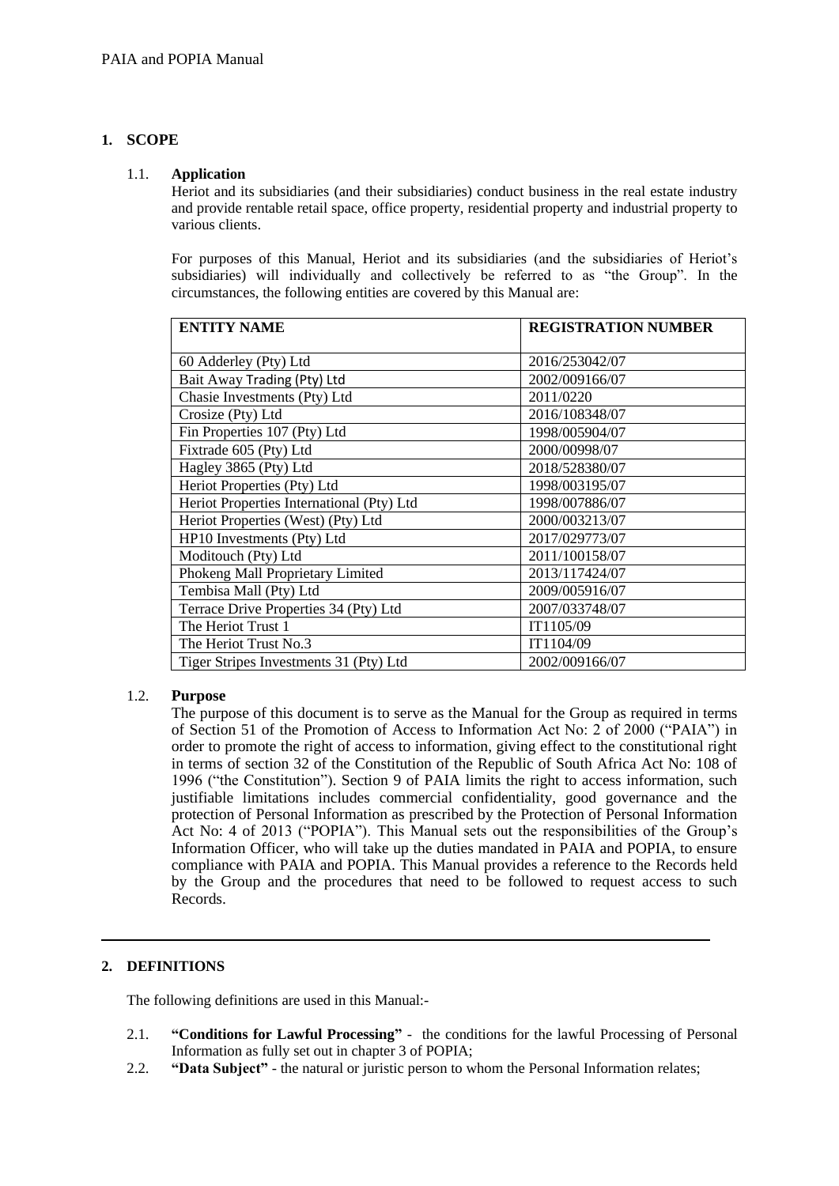## 1. SCOPE

### 1.1. Application

Heriot and its subsidiaries (and their subsidiaries) conduct business in the real estate industry and provide rentable retail space, office property, residential property and industrial property to various clients.

For purposes of this Manual, Heriot and its subsidiaries (and the subsidiaries of Heriot's subsidiaries) will individually and collectively be referred to as "the Group". In the circumstances, the following entities are covered by this Manual are:

| ENTITY NAME | REGISTRATION NUMBER |
| --- | --- |
| 60 Adderley (Pty) Ltd | 2016/253042/07 |
| Bait Away Trading (Pty) Ltd | 2002/009166/07 |
| Chasie Investments (Pty) Ltd | 2011/0220 |
| Crosize (Pty) Ltd | 2016/108348/07 |
| Fin Properties 107 (Pty) Ltd | 1998/005904/07 |
| Fixtrade 605 (Pty) Ltd | 2000/00998/07 |
| Hagley 3865 (Pty) Ltd | 2018/528380/07 |
| Heriot Properties (Pty) Ltd | 1998/003195/07 |
| Heriot Properties International (Pty) Ltd | 1998/007886/07 |
| Heriot Properties (West) (Pty) Ltd | 2000/003213/07 |
| HP10 Investments (Pty) Ltd | 2017/029773/07 |
| Moditouch (Pty) Ltd | 2011/100158/07 |
| Phokeng Mall Proprietary Limited | 2013/117424/07 |
| Tembisa Mall (Pty) Ltd | 2009/005916/07 |
| Terrace Drive Properties 34 (Pty) Ltd | 2007/033748/07 |
| The Heriot Trust 1 | IT1105/09 |
| The Heriot Trust No.3 | IT1104/09 |
| Tiger Stripes Investments 31 (Pty) Ltd | 2002/009166/07 |

### 1.2. Purpose

The purpose of this document is to serve as the Manual for the Group as required in terms of Section 51 of the Promotion of Access to Information Act No: 2 of 2000 ("PAIA") in order to promote the right of access to information, giving effect to the constitutional right in terms of section 32 of the Constitution of the Republic of South Africa Act No: 108 of 1996 ("the Constitution"). Section 9 of PAIA limits the right to access information, such justifiable limitations includes commercial confidentiality, good governance and the protection of Personal Information as prescribed by the Protection of Personal Information Act No: 4 of 2013 ("POPIA"). This Manual sets out the responsibilities of the Group's Information Officer, who will take up the duties mandated in PAIA and POPIA, to ensure compliance with PAIA and POPIA. This Manual provides a reference to the Records held by the Group and the procedures that need to be followed to request access to such Records.

---

## 2. DEFINITIONS

The following definitions are used in this Manual:-

2.1. **"Conditions for Lawful Processing"** - the conditions for the lawful Processing of Personal Information as fully set out in chapter 3 of POPIA;

2.2. **"Data Subject"** - the natural or juristic person to whom the Personal Information relates;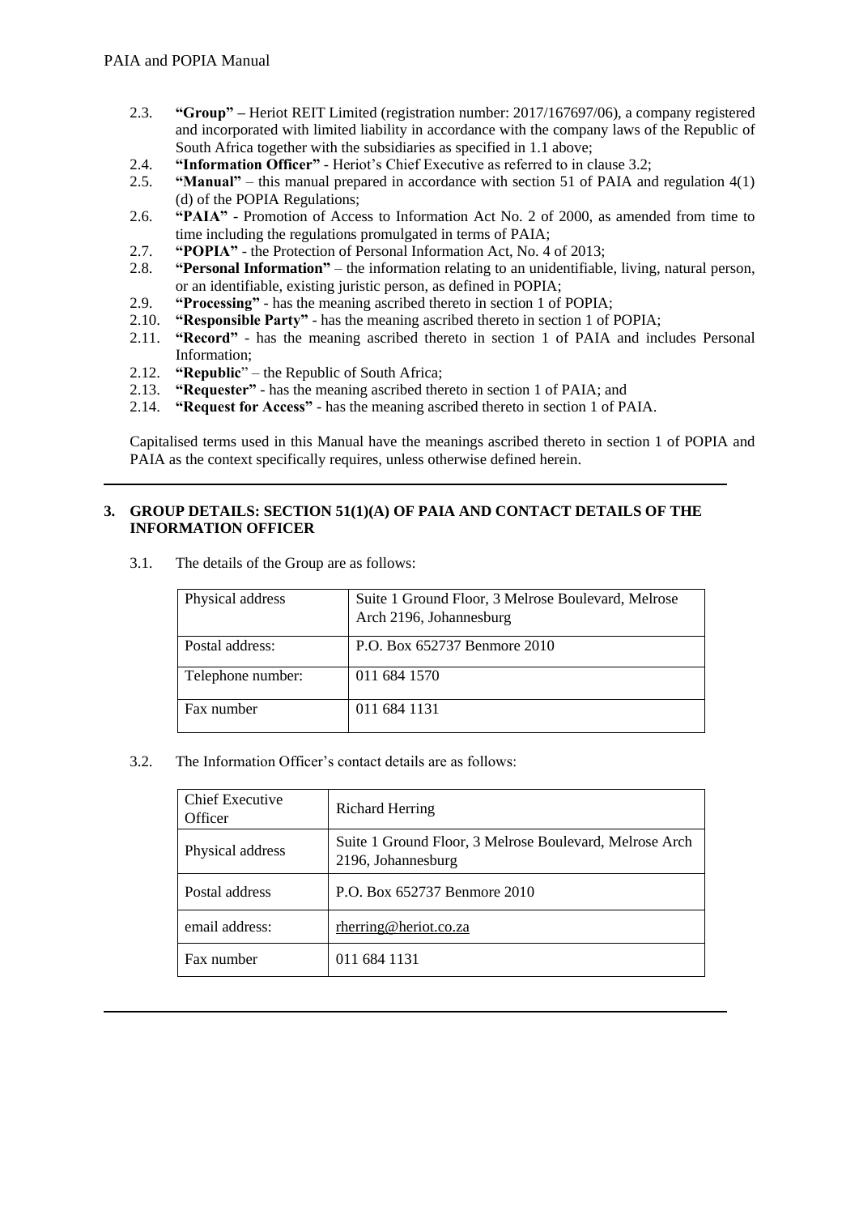2.3. **"Group" –** Heriot REIT Limited (registration number: 2017/167697/06), a company registered and incorporated with limited liability in accordance with the company laws of the Republic of South Africa together with the subsidiaries as specified in 1.1 above;

2.4. **"Information Officer"** - Heriot's Chief Executive as referred to in clause 3.2;

2.5. **"Manual"** – this manual prepared in accordance with section 51 of PAIA and regulation 4(1)(d) of the POPIA Regulations;

2.6. **"PAIA"** - Promotion of Access to Information Act No. 2 of 2000, as amended from time to time including the regulations promulgated in terms of PAIA;

2.7. **"POPIA"** - the Protection of Personal Information Act, No. 4 of 2013;

2.8. **"Personal Information"** – the information relating to an unidentifiable, living, natural person, or an identifiable, existing juristic person, as defined in POPIA;

2.9. **"Processing"** - has the meaning ascribed thereto in section 1 of POPIA;

2.10. **"Responsible Party"** - has the meaning ascribed thereto in section 1 of POPIA;

2.11. **"Record"** - has the meaning ascribed thereto in section 1 of PAIA and includes Personal Information;

2.12. **"Republic**" – the Republic of South Africa;

2.13. **"Requester"** - has the meaning ascribed thereto in section 1 of PAIA; and

2.14. **"Request for Access"** - has the meaning ascribed thereto in section 1 of PAIA.

Capitalised terms used in this Manual have the meanings ascribed thereto in section 1 of POPIA and PAIA as the context specifically requires, unless otherwise defined herein.

## 3. GROUP DETAILS: SECTION 51(1)(A) OF PAIA AND CONTACT DETAILS OF THE INFORMATION OFFICER

3.1. The details of the Group are as follows:

| Physical address | Suite 1 Ground Floor, 3 Melrose Boulevard, Melrose Arch 2196, Johannesburg |
|---|---|
| Postal address: | P.O. Box 652737 Benmore 2010 |
| Telephone number: | 011 684 1570 |
| Fax number | 011 684 1131 |

3.2. The Information Officer's contact details are as follows:

| Chief Executive Officer | Richard Herring |
|---|---|
| Physical address | Suite 1 Ground Floor, 3 Melrose Boulevard, Melrose Arch 2196, Johannesburg |
| Postal address | P.O. Box 652737 Benmore 2010 |
| email address: | rherring@heriot.co.za |
| Fax number | 011 684 1131 |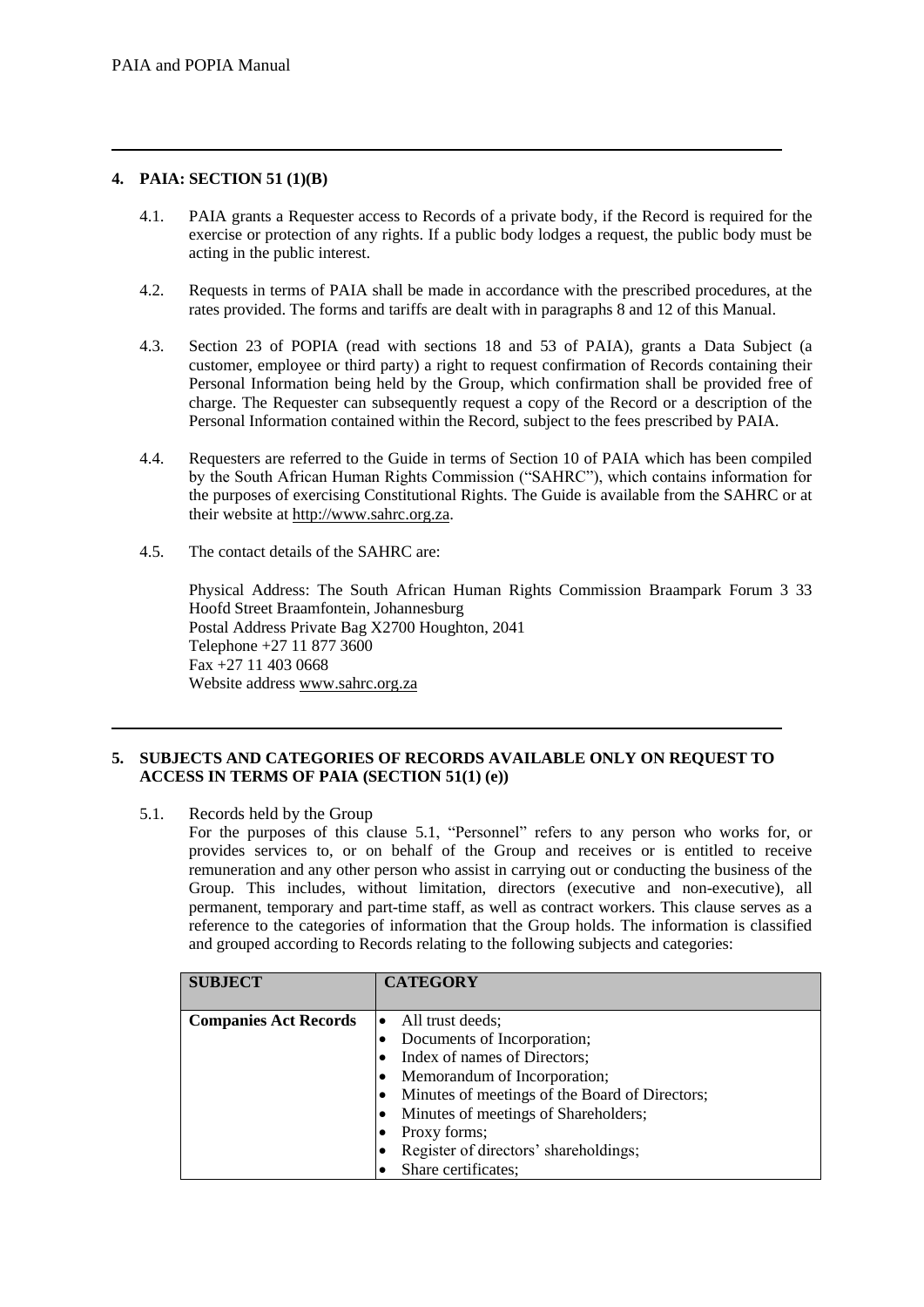## 4. PAIA: SECTION 51 (1)(B)

4.1. PAIA grants a Requester access to Records of a private body, if the Record is required for the exercise or protection of any rights. If a public body lodges a request, the public body must be acting in the public interest.

4.2. Requests in terms of PAIA shall be made in accordance with the prescribed procedures, at the rates provided. The forms and tariffs are dealt with in paragraphs 8 and 12 of this Manual.

4.3. Section 23 of POPIA (read with sections 18 and 53 of PAIA), grants a Data Subject (a customer, employee or third party) a right to request confirmation of Records containing their Personal Information being held by the Group, which confirmation shall be provided free of charge. The Requester can subsequently request a copy of the Record or a description of the Personal Information contained within the Record, subject to the fees prescribed by PAIA.

4.4. Requesters are referred to the Guide in terms of Section 10 of PAIA which has been compiled by the South African Human Rights Commission ("SAHRC"), which contains information for the purposes of exercising Constitutional Rights. The Guide is available from the SAHRC or at their website at http://www.sahrc.org.za.

4.5. The contact details of the SAHRC are:

Physical Address: The South African Human Rights Commission Braampark Forum 3 33 Hoofd Street Braamfontein, Johannesburg
Postal Address Private Bag X2700 Houghton, 2041
Telephone +27 11 877 3600
Fax +27 11 403 0668
Website address www.sahrc.org.za

## 5. SUBJECTS AND CATEGORIES OF RECORDS AVAILABLE ONLY ON REQUEST TO ACCESS IN TERMS OF PAIA (SECTION 51(1) (e))

5.1. Records held by the Group

For the purposes of this clause 5.1, "Personnel" refers to any person who works for, or provides services to, or on behalf of the Group and receives or is entitled to receive remuneration and any other person who assist in carrying out or conducting the business of the Group. This includes, without limitation, directors (executive and non-executive), all permanent, temporary and part-time staff, as well as contract workers. This clause serves as a reference to the categories of information that the Group holds. The information is classified and grouped according to Records relating to the following subjects and categories:

| SUBJECT | CATEGORY |
|---|---|
| **Companies Act Records** | • All trust deeds;<br>• Documents of Incorporation;<br>• Index of names of Directors;<br>• Memorandum of Incorporation;<br>• Minutes of meetings of the Board of Directors;<br>• Minutes of meetings of Shareholders;<br>• Proxy forms;<br>• Register of directors' shareholdings;<br>• Share certificates; |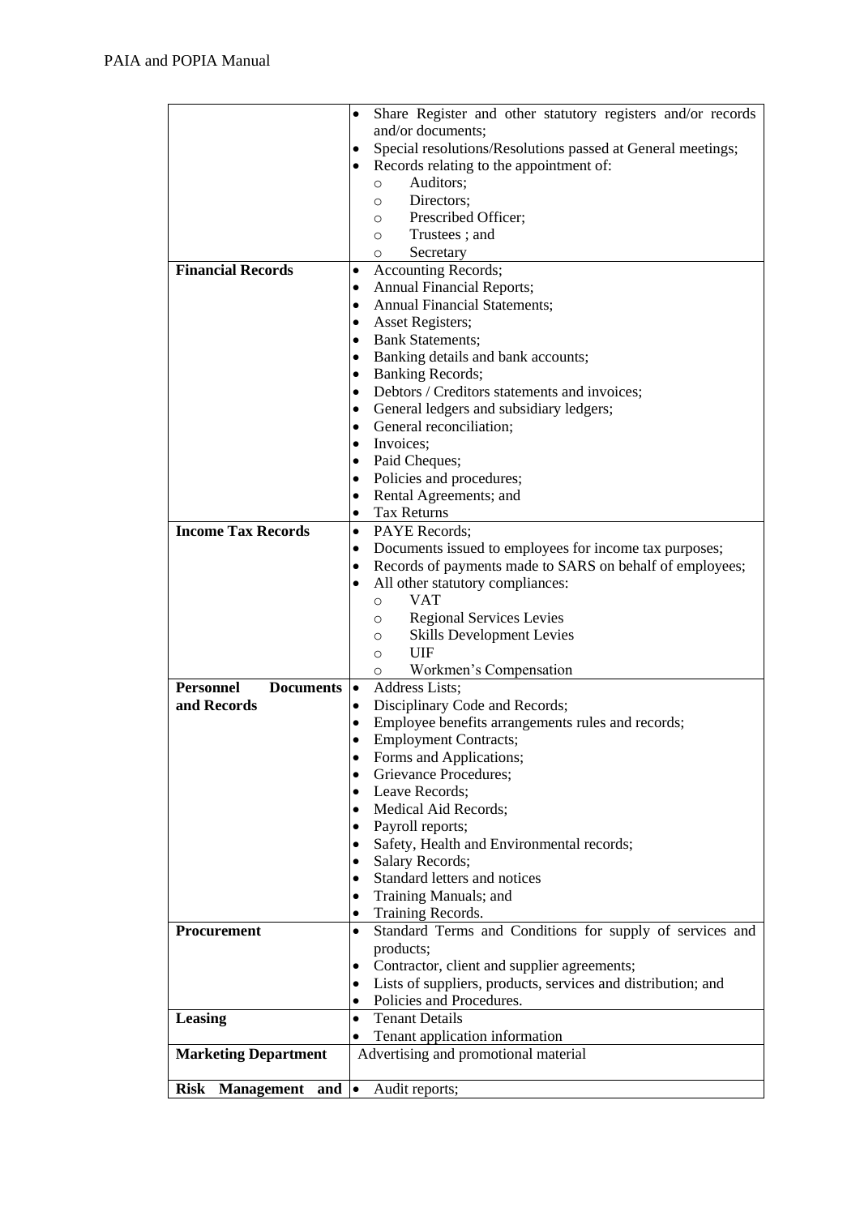| | |
|---|---|
| | • Share Register and other statutory registers and/or records and/or documents;<br>• Special resolutions/Resolutions passed at General meetings;<br>• Records relating to the appointment of:<br>  ○ Auditors;<br>  ○ Directors;<br>  ○ Prescribed Officer;<br>  ○ Trustees ; and<br>  ○ Secretary |
| **Financial Records** | • Accounting Records;<br>• Annual Financial Reports;<br>• Annual Financial Statements;<br>• Asset Registers;<br>• Bank Statements;<br>• Banking details and bank accounts;<br>• Banking Records;<br>• Debtors / Creditors statements and invoices;<br>• General ledgers and subsidiary ledgers;<br>• General reconciliation;<br>• Invoices;<br>• Paid Cheques;<br>• Policies and procedures;<br>• Rental Agreements; and<br>• Tax Returns |
| **Income Tax Records** | • PAYE Records;<br>• Documents issued to employees for income tax purposes;<br>• Records of payments made to SARS on behalf of employees;<br>• All other statutory compliances:<br>  ○ VAT<br>  ○ Regional Services Levies<br>  ○ Skills Development Levies<br>  ○ UIF<br>  ○ Workmen's Compensation |
| **Personnel Documents and Records** | • Address Lists;<br>• Disciplinary Code and Records;<br>• Employee benefits arrangements rules and records;<br>• Employment Contracts;<br>• Forms and Applications;<br>• Grievance Procedures;<br>• Leave Records;<br>• Medical Aid Records;<br>• Payroll reports;<br>• Safety, Health and Environmental records;<br>• Salary Records;<br>• Standard letters and notices<br>• Training Manuals; and<br>• Training Records. |
| **Procurement** | • Standard Terms and Conditions for supply of services and products;<br>• Contractor, client and supplier agreements;<br>• Lists of suppliers, products, services and distribution; and<br>• Policies and Procedures. |
| **Leasing** | • Tenant Details<br>• Tenant application information |
| **Marketing Department** | Advertising and promotional material |
| **Risk Management and** | • Audit reports; |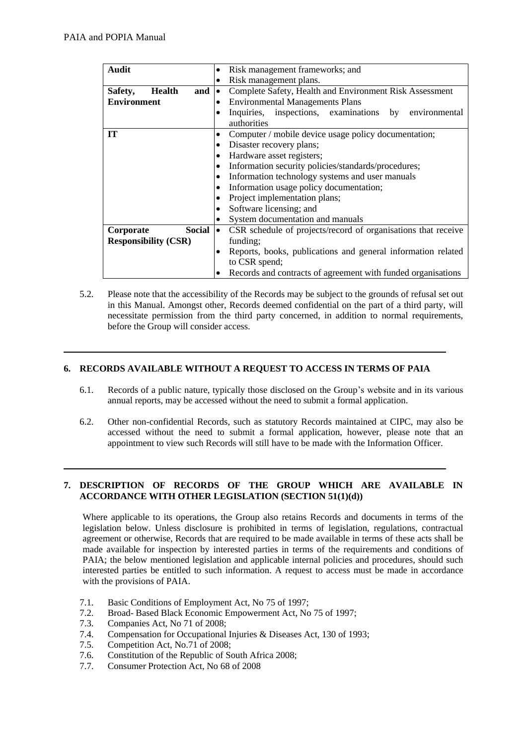| Audit | • Risk management frameworks; and<br>• Risk management plans. |
|---|---|
| **Safety, Health and Environment** | • Complete Safety, Health and Environment Risk Assessment<br>• Environmental Managements Plans<br>• Inquiries, inspections, examinations by environmental authorities |
| **IT** | • Computer / mobile device usage policy documentation;<br>• Disaster recovery plans;<br>• Hardware asset registers;<br>• Information security policies/standards/procedures;<br>• Information technology systems and user manuals<br>• Information usage policy documentation;<br>• Project implementation plans;<br>• Software licensing; and<br>• System documentation and manuals |
| **Corporate Social Responsibility (CSR)** | • CSR schedule of projects/record of organisations that receive funding;<br>• Reports, books, publications and general information related to CSR spend;<br>• Records and contracts of agreement with funded organisations |

5.2. Please note that the accessibility of the Records may be subject to the grounds of refusal set out in this Manual. Amongst other, Records deemed confidential on the part of a third party, will necessitate permission from the third party concerned, in addition to normal requirements, before the Group will consider access.

## 6. RECORDS AVAILABLE WITHOUT A REQUEST TO ACCESS IN TERMS OF PAIA

6.1. Records of a public nature, typically those disclosed on the Group's website and in its various annual reports, may be accessed without the need to submit a formal application.

6.2. Other non-confidential Records, such as statutory Records maintained at CIPC, may also be accessed without the need to submit a formal application, however, please note that an appointment to view such Records will still have to be made with the Information Officer.

## 7. DESCRIPTION OF RECORDS OF THE GROUP WHICH ARE AVAILABLE IN ACCORDANCE WITH OTHER LEGISLATION (SECTION 51(1)(d))

Where applicable to its operations, the Group also retains Records and documents in terms of the legislation below. Unless disclosure is prohibited in terms of legislation, regulations, contractual agreement or otherwise, Records that are required to be made available in terms of these acts shall be made available for inspection by interested parties in terms of the requirements and conditions of PAIA; the below mentioned legislation and applicable internal policies and procedures, should such interested parties be entitled to such information. A request to access must be made in accordance with the provisions of PAIA.

7.1. Basic Conditions of Employment Act, No 75 of 1997;
7.2. Broad- Based Black Economic Empowerment Act, No 75 of 1997;
7.3. Companies Act, No 71 of 2008;
7.4. Compensation for Occupational Injuries & Diseases Act, 130 of 1993;
7.5. Competition Act, No.71 of 2008;
7.6. Constitution of the Republic of South Africa 2008;
7.7. Consumer Protection Act, No 68 of 2008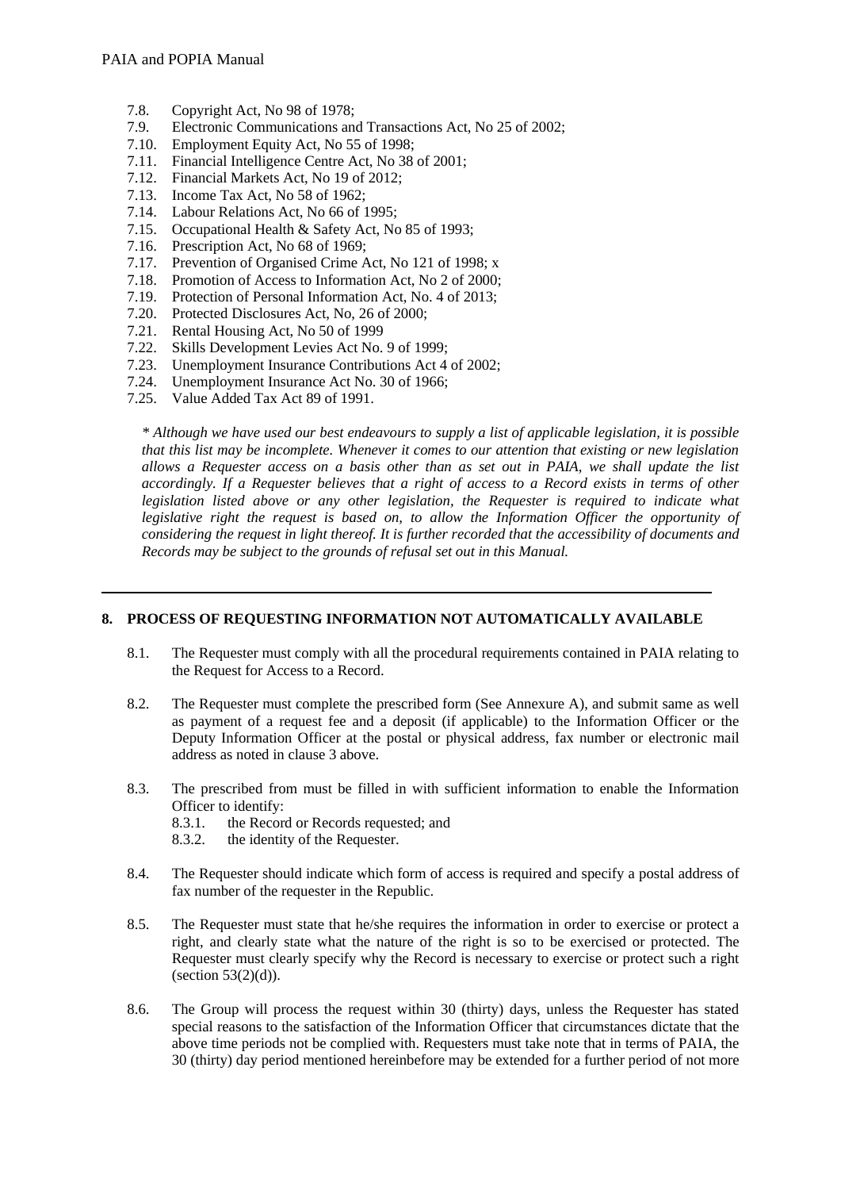7.8. Copyright Act, No 98 of 1978;
7.9. Electronic Communications and Transactions Act, No 25 of 2002;
7.10. Employment Equity Act, No 55 of 1998;
7.11. Financial Intelligence Centre Act, No 38 of 2001;
7.12. Financial Markets Act, No 19 of 2012;
7.13. Income Tax Act, No 58 of 1962;
7.14. Labour Relations Act, No 66 of 1995;
7.15. Occupational Health & Safety Act, No 85 of 1993;
7.16. Prescription Act, No 68 of 1969;
7.17. Prevention of Organised Crime Act, No 121 of 1998; x
7.18. Promotion of Access to Information Act, No 2 of 2000;
7.19. Protection of Personal Information Act, No. 4 of 2013;
7.20. Protected Disclosures Act, No, 26 of 2000;
7.21. Rental Housing Act, No 50 of 1999
7.22. Skills Development Levies Act No. 9 of 1999;
7.23. Unemployment Insurance Contributions Act 4 of 2002;
7.24. Unemployment Insurance Act No. 30 of 1966;
7.25. Value Added Tax Act 89 of 1991.

*\* Although we have used our best endeavours to supply a list of applicable legislation, it is possible that this list may be incomplete. Whenever it comes to our attention that existing or new legislation allows a Requester access on a basis other than as set out in PAIA, we shall update the list accordingly. If a Requester believes that a right of access to a Record exists in terms of other legislation listed above or any other legislation, the Requester is required to indicate what legislative right the request is based on, to allow the Information Officer the opportunity of considering the request in light thereof. It is further recorded that the accessibility of documents and Records may be subject to the grounds of refusal set out in this Manual.*

---

## 8. PROCESS OF REQUESTING INFORMATION NOT AUTOMATICALLY AVAILABLE

8.1. The Requester must comply with all the procedural requirements contained in PAIA relating to the Request for Access to a Record.

8.2. The Requester must complete the prescribed form (See Annexure A), and submit same as well as payment of a request fee and a deposit (if applicable) to the Information Officer or the Deputy Information Officer at the postal or physical address, fax number or electronic mail address as noted in clause 3 above.

8.3. The prescribed from must be filled in with sufficient information to enable the Information Officer to identify:

8.3.1. the Record or Records requested; and
8.3.2. the identity of the Requester.

8.4. The Requester should indicate which form of access is required and specify a postal address of fax number of the requester in the Republic.

8.5. The Requester must state that he/she requires the information in order to exercise or protect a right, and clearly state what the nature of the right is so to be exercised or protected. The Requester must clearly specify why the Record is necessary to exercise or protect such a right (section 53(2)(d)).

8.6. The Group will process the request within 30 (thirty) days, unless the Requester has stated special reasons to the satisfaction of the Information Officer that circumstances dictate that the above time periods not be complied with. Requesters must take note that in terms of PAIA, the 30 (thirty) day period mentioned hereinbefore may be extended for a further period of not more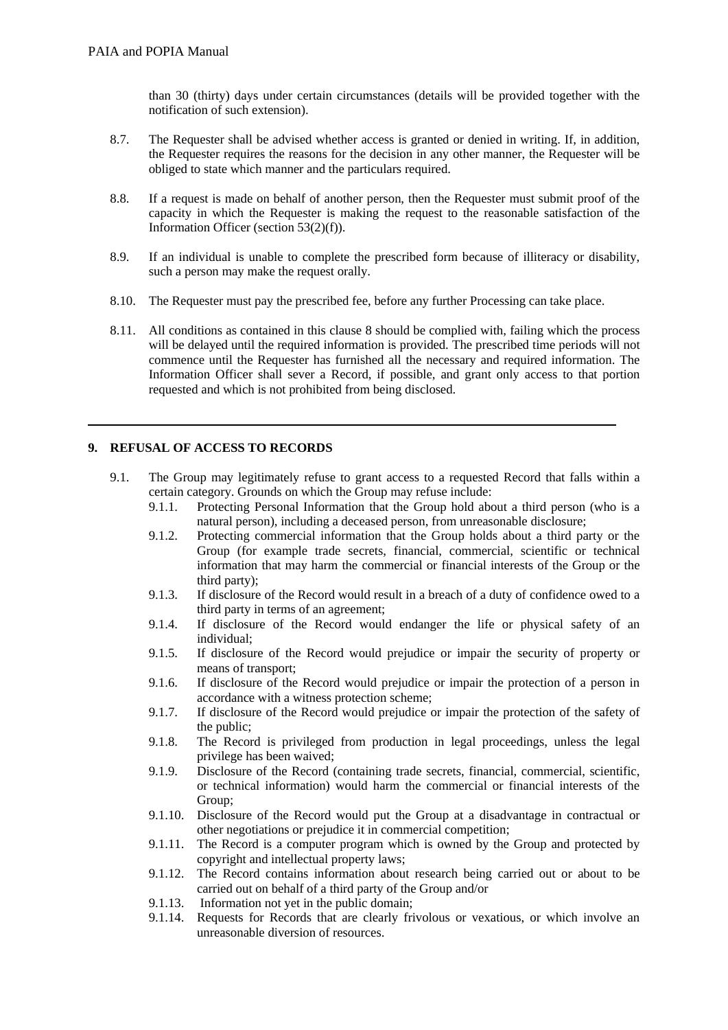than 30 (thirty) days under certain circumstances (details will be provided together with the notification of such extension).

8.7. The Requester shall be advised whether access is granted or denied in writing. If, in addition, the Requester requires the reasons for the decision in any other manner, the Requester will be obliged to state which manner and the particulars required.

8.8. If a request is made on behalf of another person, then the Requester must submit proof of the capacity in which the Requester is making the request to the reasonable satisfaction of the Information Officer (section 53(2)(f)).

8.9. If an individual is unable to complete the prescribed form because of illiteracy or disability, such a person may make the request orally.

8.10. The Requester must pay the prescribed fee, before any further Processing can take place.

8.11. All conditions as contained in this clause 8 should be complied with, failing which the process will be delayed until the required information is provided. The prescribed time periods will not commence until the Requester has furnished all the necessary and required information. The Information Officer shall sever a Record, if possible, and grant only access to that portion requested and which is not prohibited from being disclosed.

---

## 9. REFUSAL OF ACCESS TO RECORDS

9.1. The Group may legitimately refuse to grant access to a requested Record that falls within a certain category. Grounds on which the Group may refuse include:

9.1.1. Protecting Personal Information that the Group hold about a third person (who is a natural person), including a deceased person, from unreasonable disclosure;

9.1.2. Protecting commercial information that the Group holds about a third party or the Group (for example trade secrets, financial, commercial, scientific or technical information that may harm the commercial or financial interests of the Group or the third party);

9.1.3. If disclosure of the Record would result in a breach of a duty of confidence owed to a third party in terms of an agreement;

9.1.4. If disclosure of the Record would endanger the life or physical safety of an individual;

9.1.5. If disclosure of the Record would prejudice or impair the security of property or means of transport;

9.1.6. If disclosure of the Record would prejudice or impair the protection of a person in accordance with a witness protection scheme;

9.1.7. If disclosure of the Record would prejudice or impair the protection of the safety of the public;

9.1.8. The Record is privileged from production in legal proceedings, unless the legal privilege has been waived;

9.1.9. Disclosure of the Record (containing trade secrets, financial, commercial, scientific, or technical information) would harm the commercial or financial interests of the Group;

9.1.10. Disclosure of the Record would put the Group at a disadvantage in contractual or other negotiations or prejudice it in commercial competition;

9.1.11. The Record is a computer program which is owned by the Group and protected by copyright and intellectual property laws;

9.1.12. The Record contains information about research being carried out or about to be carried out on behalf of a third party of the Group and/or

9.1.13. Information not yet in the public domain;

9.1.14. Requests for Records that are clearly frivolous or vexatious, or which involve an unreasonable diversion of resources.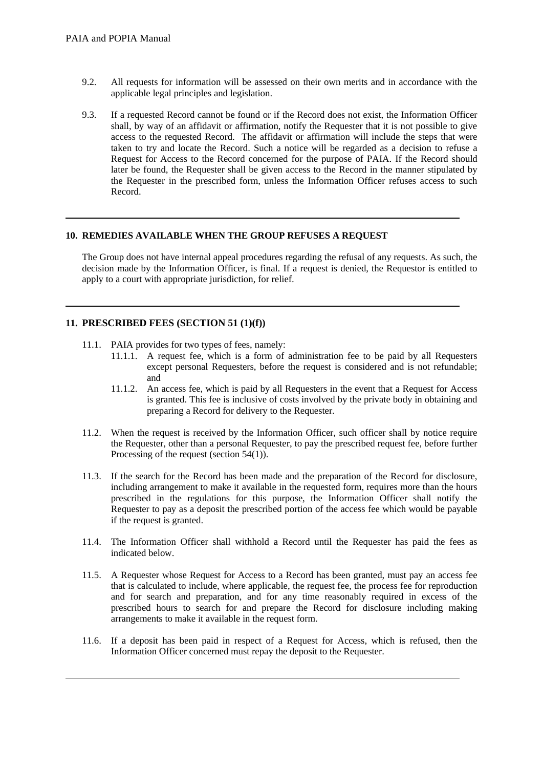9.2. All requests for information will be assessed on their own merits and in accordance with the applicable legal principles and legislation.

9.3. If a requested Record cannot be found or if the Record does not exist, the Information Officer shall, by way of an affidavit or affirmation, notify the Requester that it is not possible to give access to the requested Record. The affidavit or affirmation will include the steps that were taken to try and locate the Record. Such a notice will be regarded as a decision to refuse a Request for Access to the Record concerned for the purpose of PAIA. If the Record should later be found, the Requester shall be given access to the Record in the manner stipulated by the Requester in the prescribed form, unless the Information Officer refuses access to such Record.

## 10. REMEDIES AVAILABLE WHEN THE GROUP REFUSES A REQUEST

The Group does not have internal appeal procedures regarding the refusal of any requests. As such, the decision made by the Information Officer, is final. If a request is denied, the Requestor is entitled to apply to a court with appropriate jurisdiction, for relief.

## 11. PRESCRIBED FEES (SECTION 51 (1)(f))

11.1. PAIA provides for two types of fees, namely:

11.1.1. A request fee, which is a form of administration fee to be paid by all Requesters except personal Requesters, before the request is considered and is not refundable; and

11.1.2. An access fee, which is paid by all Requesters in the event that a Request for Access is granted. This fee is inclusive of costs involved by the private body in obtaining and preparing a Record for delivery to the Requester.

11.2. When the request is received by the Information Officer, such officer shall by notice require the Requester, other than a personal Requester, to pay the prescribed request fee, before further Processing of the request (section 54(1)).

11.3. If the search for the Record has been made and the preparation of the Record for disclosure, including arrangement to make it available in the requested form, requires more than the hours prescribed in the regulations for this purpose, the Information Officer shall notify the Requester to pay as a deposit the prescribed portion of the access fee which would be payable if the request is granted.

11.4. The Information Officer shall withhold a Record until the Requester has paid the fees as indicated below.

11.5. A Requester whose Request for Access to a Record has been granted, must pay an access fee that is calculated to include, where applicable, the request fee, the process fee for reproduction and for search and preparation, and for any time reasonably required in excess of the prescribed hours to search for and prepare the Record for disclosure including making arrangements to make it available in the request form.

11.6. If a deposit has been paid in respect of a Request for Access, which is refused, then the Information Officer concerned must repay the deposit to the Requester.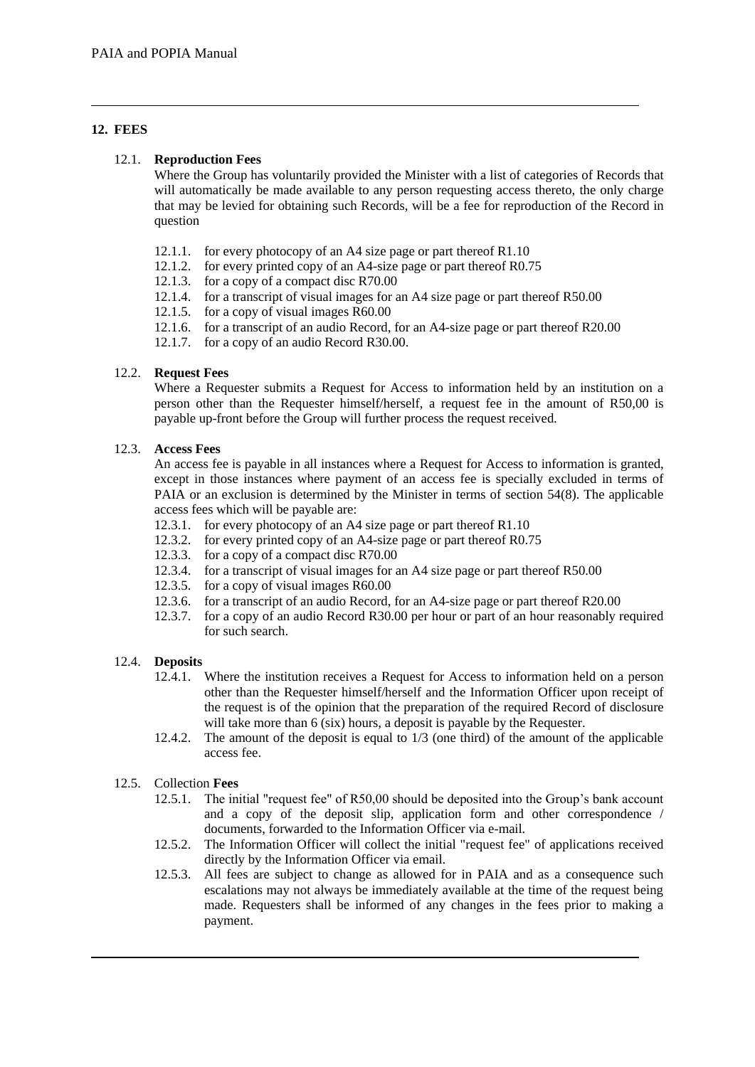## 12. FEES

### 12.1. Reproduction Fees

Where the Group has voluntarily provided the Minister with a list of categories of Records that will automatically be made available to any person requesting access thereto, the only charge that may be levied for obtaining such Records, will be a fee for reproduction of the Record in question

- 12.1.1. for every photocopy of an A4 size page or part thereof R1.10
- 12.1.2. for every printed copy of an A4-size page or part thereof R0.75
- 12.1.3. for a copy of a compact disc R70.00
- 12.1.4. for a transcript of visual images for an A4 size page or part thereof R50.00
- 12.1.5. for a copy of visual images R60.00
- 12.1.6. for a transcript of an audio Record, for an A4-size page or part thereof R20.00
- 12.1.7. for a copy of an audio Record R30.00.

### 12.2. Request Fees

Where a Requester submits a Request for Access to information held by an institution on a person other than the Requester himself/herself, a request fee in the amount of R50,00 is payable up-front before the Group will further process the request received.

### 12.3. Access Fees

An access fee is payable in all instances where a Request for Access to information is granted, except in those instances where payment of an access fee is specially excluded in terms of PAIA or an exclusion is determined by the Minister in terms of section 54(8). The applicable access fees which will be payable are:

- 12.3.1. for every photocopy of an A4 size page or part thereof R1.10
- 12.3.2. for every printed copy of an A4-size page or part thereof R0.75
- 12.3.3. for a copy of a compact disc R70.00
- 12.3.4. for a transcript of visual images for an A4 size page or part thereof R50.00
- 12.3.5. for a copy of visual images R60.00
- 12.3.6. for a transcript of an audio Record, for an A4-size page or part thereof R20.00
- 12.3.7. for a copy of an audio Record R30.00 per hour or part of an hour reasonably required for such search.

### 12.4. Deposits

- 12.4.1. Where the institution receives a Request for Access to information held on a person other than the Requester himself/herself and the Information Officer upon receipt of the request is of the opinion that the preparation of the required Record of disclosure will take more than 6 (six) hours, a deposit is payable by the Requester.
- 12.4.2. The amount of the deposit is equal to 1/3 (one third) of the amount of the applicable access fee.

### 12.5. Collection **Fees**

- 12.5.1. The initial "request fee" of R50,00 should be deposited into the Group's bank account and a copy of the deposit slip, application form and other correspondence / documents, forwarded to the Information Officer via e-mail.
- 12.5.2. The Information Officer will collect the initial "request fee" of applications received directly by the Information Officer via email.
- 12.5.3. All fees are subject to change as allowed for in PAIA and as a consequence such escalations may not always be immediately available at the time of the request being made. Requesters shall be informed of any changes in the fees prior to making a payment.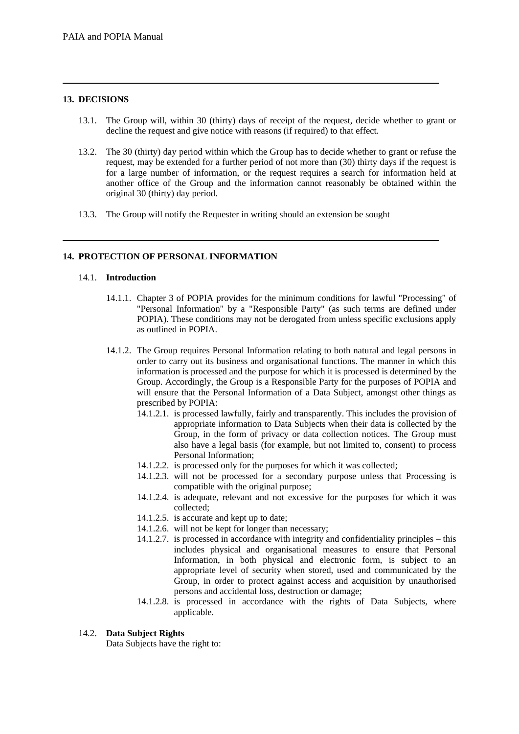## 13. DECISIONS

13.1. The Group will, within 30 (thirty) days of receipt of the request, decide whether to grant or decline the request and give notice with reasons (if required) to that effect.

13.2. The 30 (thirty) day period within which the Group has to decide whether to grant or refuse the request, may be extended for a further period of not more than (30) thirty days if the request is for a large number of information, or the request requires a search for information held at another office of the Group and the information cannot reasonably be obtained within the original 30 (thirty) day period.

13.3. The Group will notify the Requester in writing should an extension be sought

## 14. PROTECTION OF PERSONAL INFORMATION

### 14.1. Introduction

14.1.1. Chapter 3 of POPIA provides for the minimum conditions for lawful "Processing" of "Personal Information" by a "Responsible Party" (as such terms are defined under POPIA). These conditions may not be derogated from unless specific exclusions apply as outlined in POPIA.

14.1.2. The Group requires Personal Information relating to both natural and legal persons in order to carry out its business and organisational functions. The manner in which this information is processed and the purpose for which it is processed is determined by the Group. Accordingly, the Group is a Responsible Party for the purposes of POPIA and will ensure that the Personal Information of a Data Subject, amongst other things as prescribed by POPIA:

14.1.2.1. is processed lawfully, fairly and transparently. This includes the provision of appropriate information to Data Subjects when their data is collected by the Group, in the form of privacy or data collection notices. The Group must also have a legal basis (for example, but not limited to, consent) to process Personal Information;

14.1.2.2. is processed only for the purposes for which it was collected;

14.1.2.3. will not be processed for a secondary purpose unless that Processing is compatible with the original purpose;

14.1.2.4. is adequate, relevant and not excessive for the purposes for which it was collected;

14.1.2.5. is accurate and kept up to date;

14.1.2.6. will not be kept for longer than necessary;

14.1.2.7. is processed in accordance with integrity and confidentiality principles – this includes physical and organisational measures to ensure that Personal Information, in both physical and electronic form, is subject to an appropriate level of security when stored, used and communicated by the Group, in order to protect against access and acquisition by unauthorised persons and accidental loss, destruction or damage;

14.1.2.8. is processed in accordance with the rights of Data Subjects, where applicable.

### 14.2. Data Subject Rights

Data Subjects have the right to: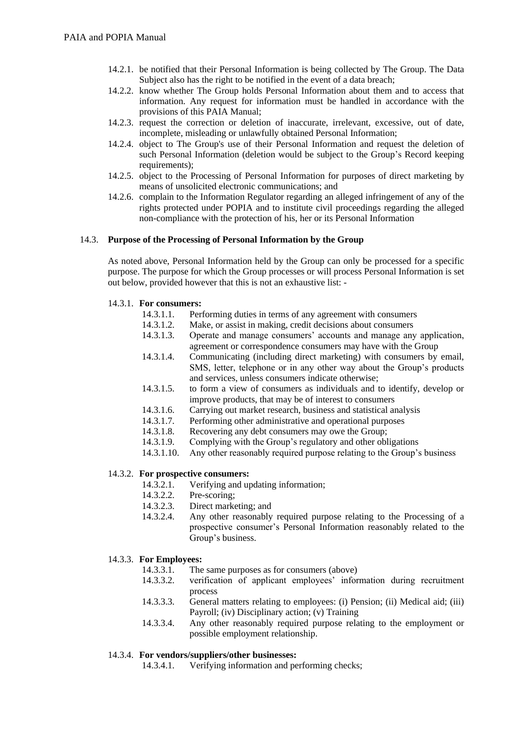14.2.1. be notified that their Personal Information is being collected by The Group. The Data Subject also has the right to be notified in the event of a data breach;

14.2.2. know whether The Group holds Personal Information about them and to access that information. Any request for information must be handled in accordance with the provisions of this PAIA Manual;

14.2.3. request the correction or deletion of inaccurate, irrelevant, excessive, out of date, incomplete, misleading or unlawfully obtained Personal Information;

14.2.4. object to The Group's use of their Personal Information and request the deletion of such Personal Information (deletion would be subject to the Group's Record keeping requirements);

14.2.5. object to the Processing of Personal Information for purposes of direct marketing by means of unsolicited electronic communications; and

14.2.6. complain to the Information Regulator regarding an alleged infringement of any of the rights protected under POPIA and to institute civil proceedings regarding the alleged non-compliance with the protection of his, her or its Personal Information

### 14.3. Purpose of the Processing of Personal Information by the Group

As noted above, Personal Information held by the Group can only be processed for a specific purpose. The purpose for which the Group processes or will process Personal Information is set out below, provided however that this is not an exhaustive list: -

14.3.1. **For consumers:**

14.3.1.1. Performing duties in terms of any agreement with consumers

14.3.1.2. Make, or assist in making, credit decisions about consumers

14.3.1.3. Operate and manage consumers' accounts and manage any application, agreement or correspondence consumers may have with the Group

14.3.1.4. Communicating (including direct marketing) with consumers by email, SMS, letter, telephone or in any other way about the Group's products and services, unless consumers indicate otherwise;

14.3.1.5. to form a view of consumers as individuals and to identify, develop or improve products, that may be of interest to consumers

14.3.1.6. Carrying out market research, business and statistical analysis

14.3.1.7. Performing other administrative and operational purposes

14.3.1.8. Recovering any debt consumers may owe the Group;

14.3.1.9. Complying with the Group's regulatory and other obligations

14.3.1.10. Any other reasonably required purpose relating to the Group's business

14.3.2. **For prospective consumers:**

14.3.2.1. Verifying and updating information;

14.3.2.2. Pre-scoring;

14.3.2.3. Direct marketing; and

14.3.2.4. Any other reasonably required purpose relating to the Processing of a prospective consumer's Personal Information reasonably related to the Group's business.

14.3.3. **For Employees:**

14.3.3.1. The same purposes as for consumers (above)

14.3.3.2. verification of applicant employees' information during recruitment process

14.3.3.3. General matters relating to employees: (i) Pension; (ii) Medical aid; (iii) Payroll; (iv) Disciplinary action; (v) Training

14.3.3.4. Any other reasonably required purpose relating to the employment or possible employment relationship.

14.3.4. **For vendors/suppliers/other businesses:**

14.3.4.1. Verifying information and performing checks;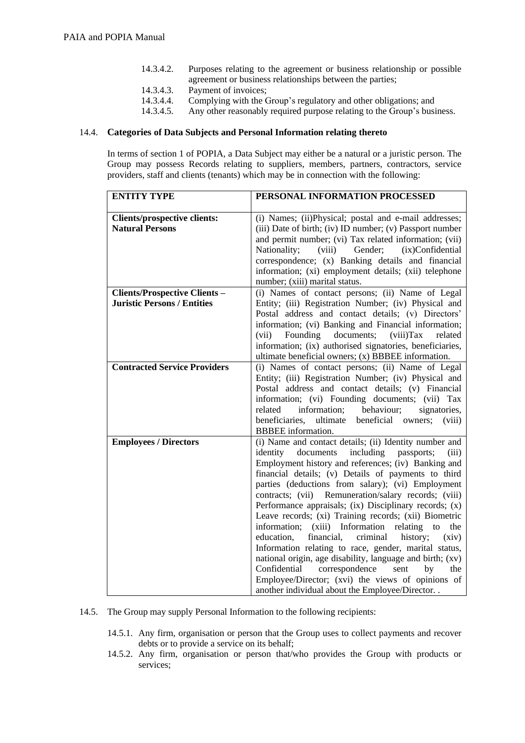14.3.4.2. Purposes relating to the agreement or business relationship or possible agreement or business relationships between the parties;

14.3.4.3. Payment of invoices;

14.3.4.4. Complying with the Group's regulatory and other obligations; and

14.3.4.5. Any other reasonably required purpose relating to the Group's business.

14.4. **Categories of Data Subjects and Personal Information relating thereto**

In terms of section 1 of POPIA, a Data Subject may either be a natural or a juristic person. The Group may possess Records relating to suppliers, members, partners, contractors, service providers, staff and clients (tenants) which may be in connection with the following:

| ENTITY TYPE | PERSONAL INFORMATION PROCESSED |
|---|---|
| **Clients/prospective clients: Natural Persons** | (i) Names; (ii)Physical; postal and e-mail addresses; (iii) Date of birth; (iv) ID number; (v) Passport number and permit number; (vi) Tax related information; (vii) Nationality; (viii) Gender; (ix)Confidential correspondence; (x) Banking details and financial information; (xi) employment details; (xii) telephone number; (xiii) marital status. |
| **Clients/Prospective Clients – Juristic Persons / Entities** | (i) Names of contact persons; (ii) Name of Legal Entity; (iii) Registration Number; (iv) Physical and Postal address and contact details; (v) Directors' information; (vi) Banking and Financial information; (vii) Founding documents; (viii)Tax related information; (ix) authorised signatories, beneficiaries, ultimate beneficial owners; (x) BBBEE information. |
| **Contracted Service Providers** | (i) Names of contact persons; (ii) Name of Legal Entity; (iii) Registration Number; (iv) Physical and Postal address and contact details; (v) Financial information; (vi) Founding documents; (vii) Tax related information; behaviour; signatories, beneficiaries, ultimate beneficial owners; (viii) BBBEE information. |
| **Employees / Directors** | (i) Name and contact details; (ii) Identity number and identity documents including passports; (iii) Employment history and references; (iv) Banking and financial details; (v) Details of payments to third parties (deductions from salary); (vi) Employment contracts; (vii) Remuneration/salary records; (viii) Performance appraisals; (ix) Disciplinary records; (x) Leave records; (xi) Training records; (xii) Biometric information; (xiii) Information relating to the education, financial, criminal history; (xiv) Information relating to race, gender, marital status, national origin, age disability, language and birth; (xv) Confidential correspondence sent by the Employee/Director; (xvi) the views of opinions of another individual about the Employee/Director. . |

14.5. The Group may supply Personal Information to the following recipients:

14.5.1. Any firm, organisation or person that the Group uses to collect payments and recover debts or to provide a service on its behalf;

14.5.2. Any firm, organisation or person that/who provides the Group with products or services;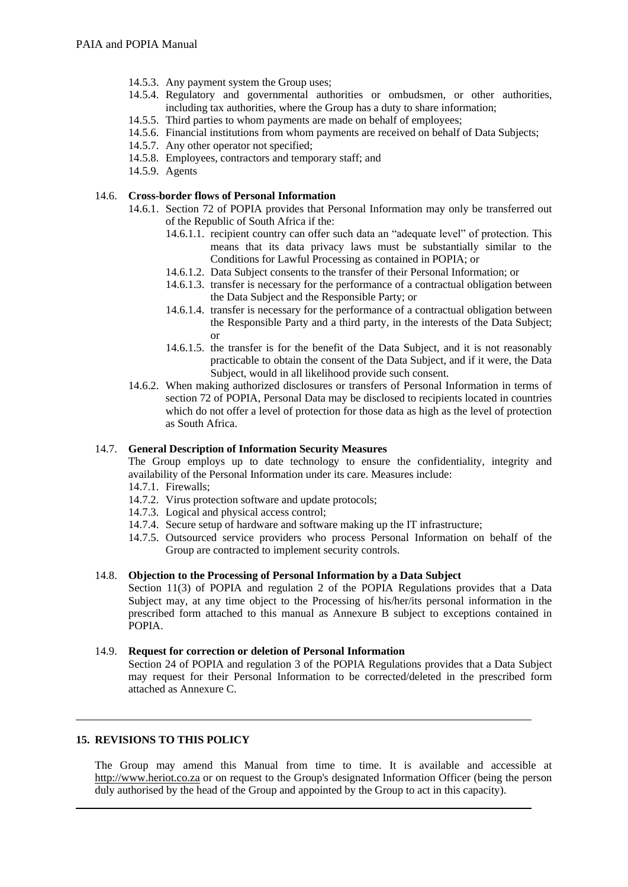14.5.3. Any payment system the Group uses;

14.5.4. Regulatory and governmental authorities or ombudsmen, or other authorities, including tax authorities, where the Group has a duty to share information;

14.5.5. Third parties to whom payments are made on behalf of employees;

14.5.6. Financial institutions from whom payments are received on behalf of Data Subjects;

14.5.7. Any other operator not specified;

14.5.8. Employees, contractors and temporary staff; and

14.5.9. Agents

14.6. **Cross-border flows of Personal Information**

14.6.1. Section 72 of POPIA provides that Personal Information may only be transferred out of the Republic of South Africa if the:

14.6.1.1. recipient country can offer such data an "adequate level" of protection. This means that its data privacy laws must be substantially similar to the Conditions for Lawful Processing as contained in POPIA; or

14.6.1.2. Data Subject consents to the transfer of their Personal Information; or

14.6.1.3. transfer is necessary for the performance of a contractual obligation between the Data Subject and the Responsible Party; or

14.6.1.4. transfer is necessary for the performance of a contractual obligation between the Responsible Party and a third party, in the interests of the Data Subject; or

14.6.1.5. the transfer is for the benefit of the Data Subject, and it is not reasonably practicable to obtain the consent of the Data Subject, and if it were, the Data Subject, would in all likelihood provide such consent.

14.6.2. When making authorized disclosures or transfers of Personal Information in terms of section 72 of POPIA, Personal Data may be disclosed to recipients located in countries which do not offer a level of protection for those data as high as the level of protection as South Africa.

14.7. **General Description of Information Security Measures**

The Group employs up to date technology to ensure the confidentiality, integrity and availability of the Personal Information under its care. Measures include:

14.7.1. Firewalls;

14.7.2. Virus protection software and update protocols;

14.7.3. Logical and physical access control;

14.7.4. Secure setup of hardware and software making up the IT infrastructure;

14.7.5. Outsourced service providers who process Personal Information on behalf of the Group are contracted to implement security controls.

14.8. **Objection to the Processing of Personal Information by a Data Subject**

Section 11(3) of POPIA and regulation 2 of the POPIA Regulations provides that a Data Subject may, at any time object to the Processing of his/her/its personal information in the prescribed form attached to this manual as Annexure B subject to exceptions contained in POPIA.

14.9. **Request for correction or deletion of Personal Information**

Section 24 of POPIA and regulation 3 of the POPIA Regulations provides that a Data Subject may request for their Personal Information to be corrected/deleted in the prescribed form attached as Annexure C.

---

## 15. REVISIONS TO THIS POLICY

The Group may amend this Manual from time to time. It is available and accessible at http://www.heriot.co.za or on request to the Group's designated Information Officer (being the person duly authorised by the head of the Group and appointed by the Group to act in this capacity).

---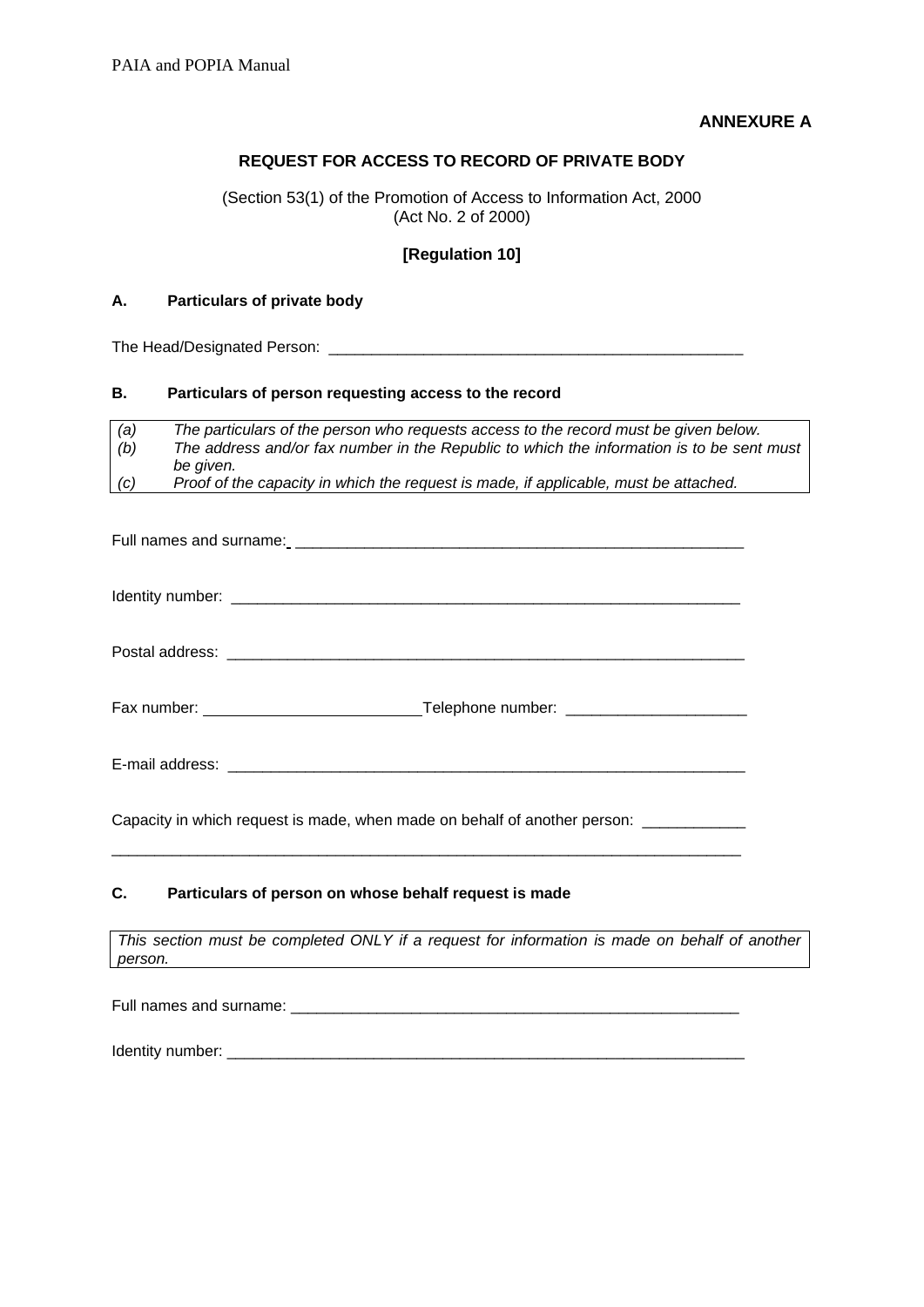**ANNEXURE A**

**REQUEST FOR ACCESS TO RECORD OF PRIVATE BODY**

(Section 53(1) of the Promotion of Access to Information Act, 2000
(Act No. 2 of 2000)

**[Regulation 10]**

**A. Particulars of private body**

The Head/Designated Person: ___________________________________________________

**B. Particulars of person requesting access to the record**

*(a) The particulars of the person who requests access to the record must be given below.*
*(b) The address and/or fax number in the Republic to which the information is to be sent must be given.*
*(c) Proof of the capacity in which the request is made, if applicable, must be attached.*

Full names and surname: ________________________________________________________

Identity number: ________________________________________________________________

Postal address: ________________________________________________________________

Fax number: _________________________ Telephone number: _____________________

E-mail address: ________________________________________________________________

Capacity in which request is made, when made on behalf of another person: ____________

____________________________________________________________________________

**C. Particulars of person on whose behalf request is made**

*This section must be completed ONLY if a request for information is made on behalf of another person.*

Full names and surname: ________________________________________________________

Identity number: ________________________________________________________________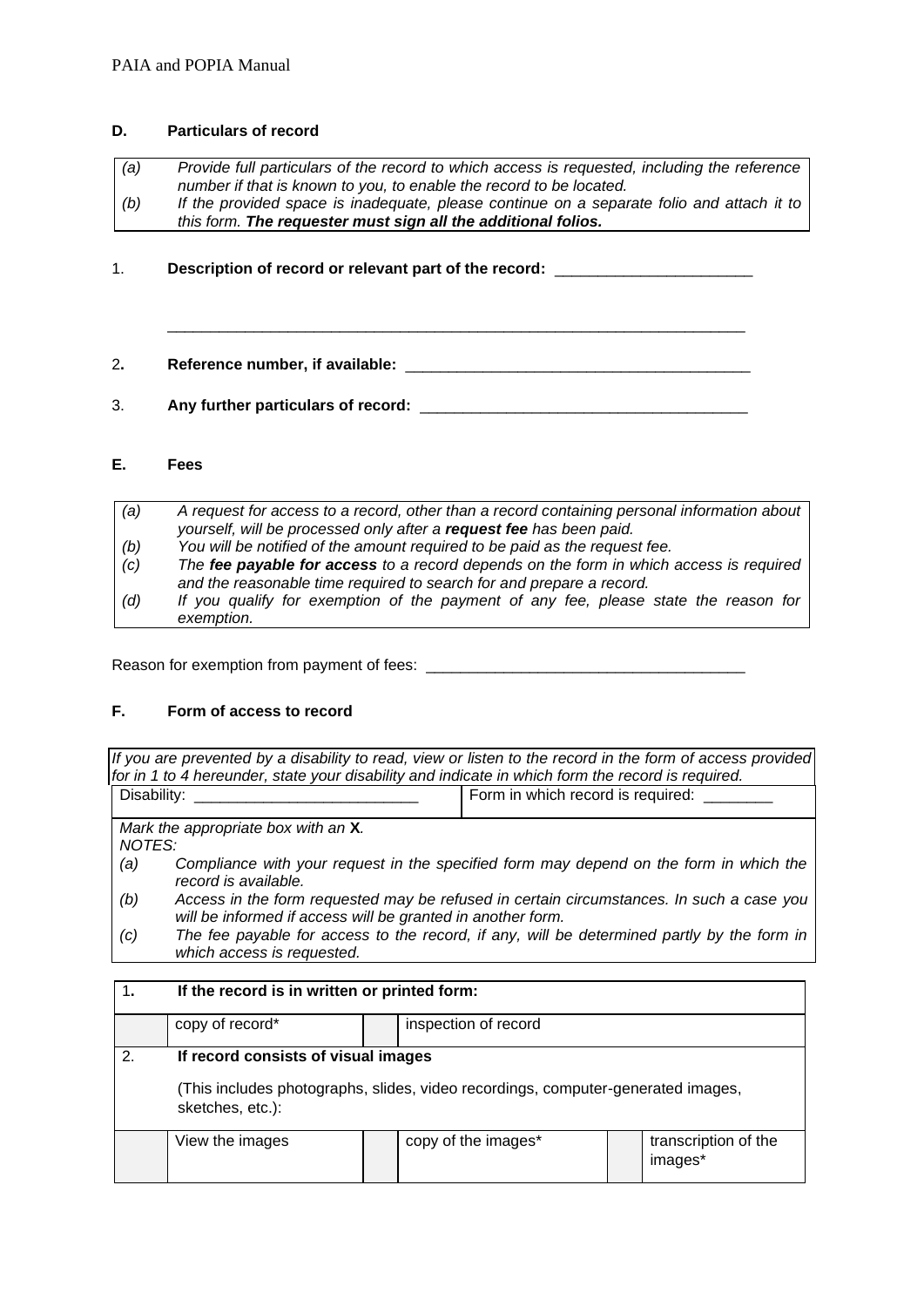### D. Particulars of record

| | |
|---|---|
| *(a)* | *Provide full particulars of the record to which access is requested, including the reference number if that is known to you, to enable the record to be located.* |
| *(b)* | *If the provided space is inadequate, please continue on a separate folio and attach it to this form.* ***The requester must sign all the additional folios.*** |

1. **Description of record or relevant part of the record:** _______________________

   ______________________________________________________________________

2. **Reference number, if available:** _________________________________________

3. **Any further particulars of record:** ______________________________________

### E. Fees

| | |
|---|---|
| *(a)* | *A request for access to a record, other than a record containing personal information about yourself, will be processed only after a* ***request fee*** *has been paid.* |
| *(b)* | *You will be notified of the amount required to be paid as the request fee.* |
| *(c)* | *The* ***fee payable for access*** *to a record depends on the form in which access is required and the reasonable time required to search for and prepare a record.* |
| *(d)* | *If you qualify for exemption of the payment of any fee, please state the reason for exemption.* |

Reason for exemption from payment of fees: _____________________________________

### F. Form of access to record

*If you are prevented by a disability to read, view or listen to the record in the form of access provided for in 1 to 4 hereunder, state your disability and indicate in which form the record is required.*

| Disability: __________________________ | Form in which record is required: ________ |
|---|---|

*Mark the appropriate box with an* **X***.*

*NOTES:*

| | |
|---|---|
| *(a)* | *Compliance with your request in the specified form may depend on the form in which the record is available.* |
| *(b)* | *Access in the form requested may be refused in certain circumstances. In such a case you will be informed if access will be granted in another form.* |
| *(c)* | *The fee payable for access to the record, if any, will be determined partly by the form in which access is requested.* |

| **1.** | **If the record is in written or printed form:** | | | | |
|---|---|---|---|---|---|
| | copy of record* | | inspection of record | | |
| 2. | **If record consists of visual images**<br><br>(This includes photographs, slides, video recordings, computer-generated images, sketches, etc.): | | | | |
| | View the images | | copy of the images* | | transcription of the images* |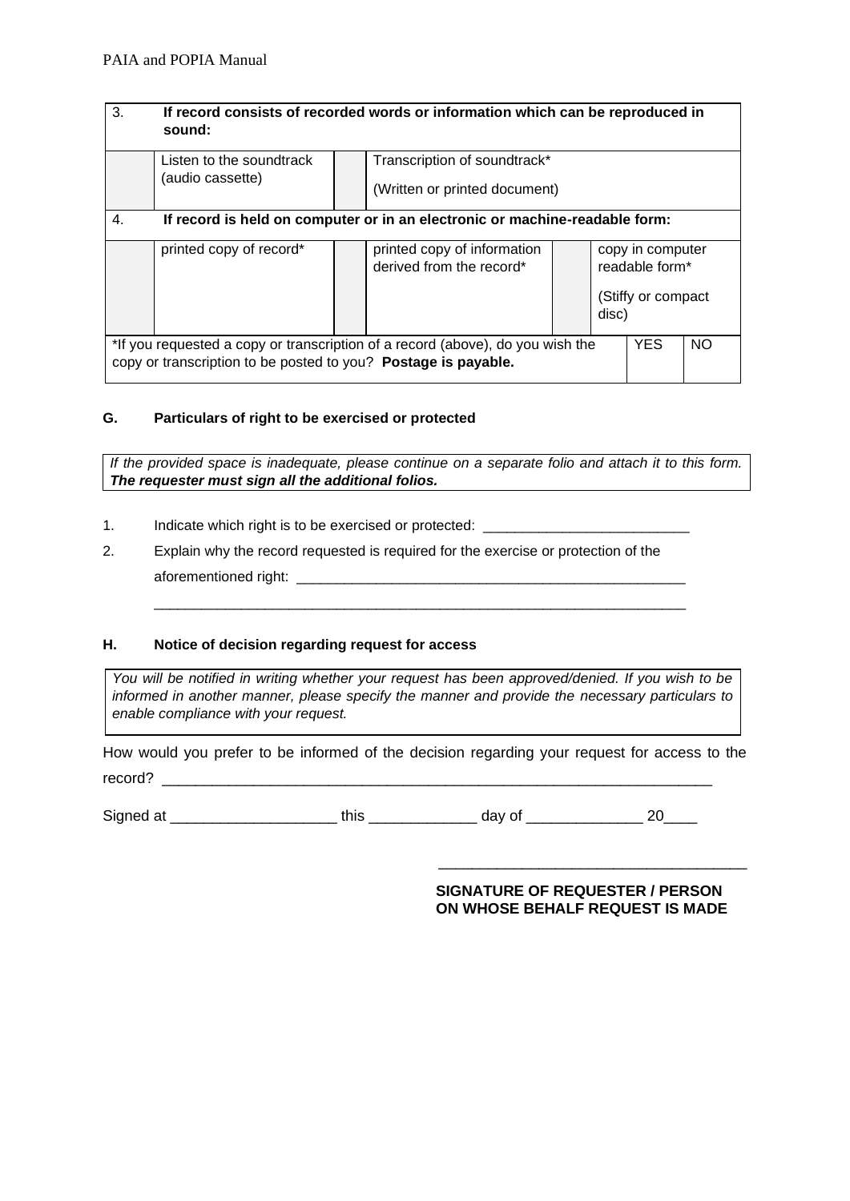| 3. | **If record consists of recorded words or information which can be reproduced in sound:** | | | | | |
|---|---|---|---|---|---|---|
| | Listen to the soundtrack (audio cassette) | | Transcription of soundtrack* (Written or printed document) | | | |
| 4. | **If record is held on computer or in an electronic or machine-readable form:** | | | | | |
| | printed copy of record* | | printed copy of information derived from the record* | | copy in computer readable form* (Stiffy or compact disc) | |
| *If you requested a copy or transcription of a record (above), do you wish the copy or transcription to be posted to you? **Postage is payable.** | | | | | YES | NO |

### G. Particulars of right to be exercised or protected

*If the provided space is inadequate, please continue on a separate folio and attach it to this form.* ***The requester must sign all the additional folios.***

1. Indicate which right is to be exercised or protected: ___________________________
2. Explain why the record requested is required for the exercise or protection of the aforementioned right: ____________________________________________________

   _____________________________________________________________________

### H. Notice of decision regarding request for access

*You will be notified in writing whether your request has been approved/denied. If you wish to be informed in another manner, please specify the manner and provide the necessary particulars to enable compliance with your request.*

How would you prefer to be informed of the decision regarding your request for access to the record? _______________________________________________________________________

Signed at ____________________ this _____________ day of ______________ 20____

_______________________________________

**SIGNATURE OF REQUESTER / PERSON ON WHOSE BEHALF REQUEST IS MADE**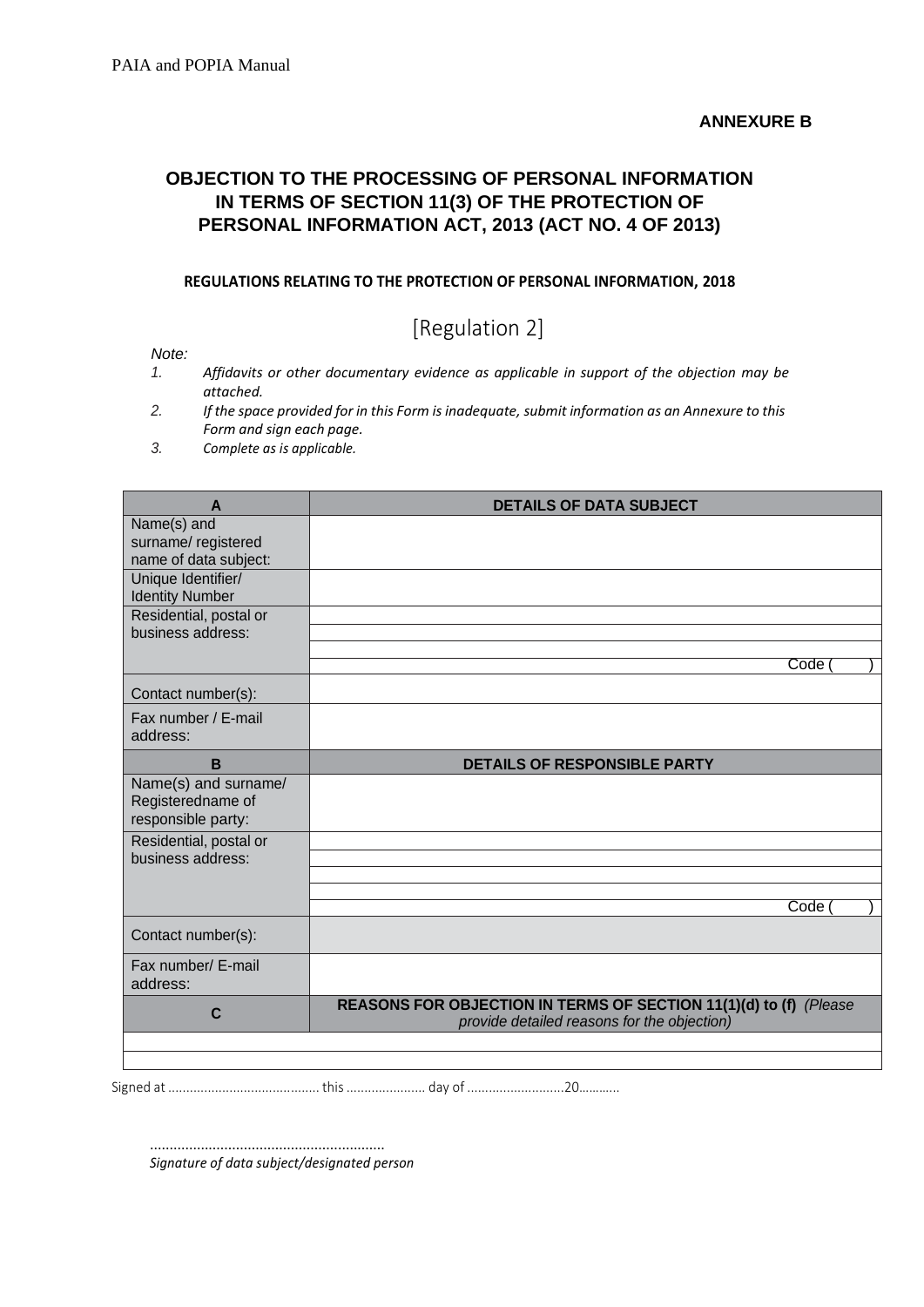**ANNEXURE B**

## OBJECTION TO THE PROCESSING OF PERSONAL INFORMATION IN TERMS OF SECTION 11(3) OF THE PROTECTION OF PERSONAL INFORMATION ACT, 2013 (ACT NO. 4 OF 2013)

**REGULATIONS RELATING TO THE PROTECTION OF PERSONAL INFORMATION, 2018**

[Regulation 2]

*Note:*

1. *Affidavits or other documentary evidence as applicable in support of the objection may be attached.*
2. *If the space provided for in this Form is inadequate, submit information as an Annexure to this Form and sign each page.*
3. *Complete as is applicable.*

| **A** | **DETAILS OF DATA SUBJECT** |
|---|---|
| Name(s) and surname/ registered name of data subject: | |
| Unique Identifier/ Identity Number | |
| Residential, postal or business address: | |
| | |
| | |
| | Code (   ) |
| Contact number(s): | |
| Fax number / E-mail address: | |
| **B** | **DETAILS OF RESPONSIBLE PARTY** |
| Name(s) and surname/ Registeredname of responsible party: | |
| Residential, postal or business address: | |
| | |
| | |
| | |
| | Code (   ) |
| Contact number(s): | |
| Fax number/ E-mail address: | |
| **C** | **REASONS FOR OBJECTION IN TERMS OF SECTION 11(1)(d) to (f)** *(Please provide detailed reasons for the objection)* |
| | |
| | |

Signed at .......................................... this ...................... day of ...........................20...........

............................................................

*Signature of data subject/designated person*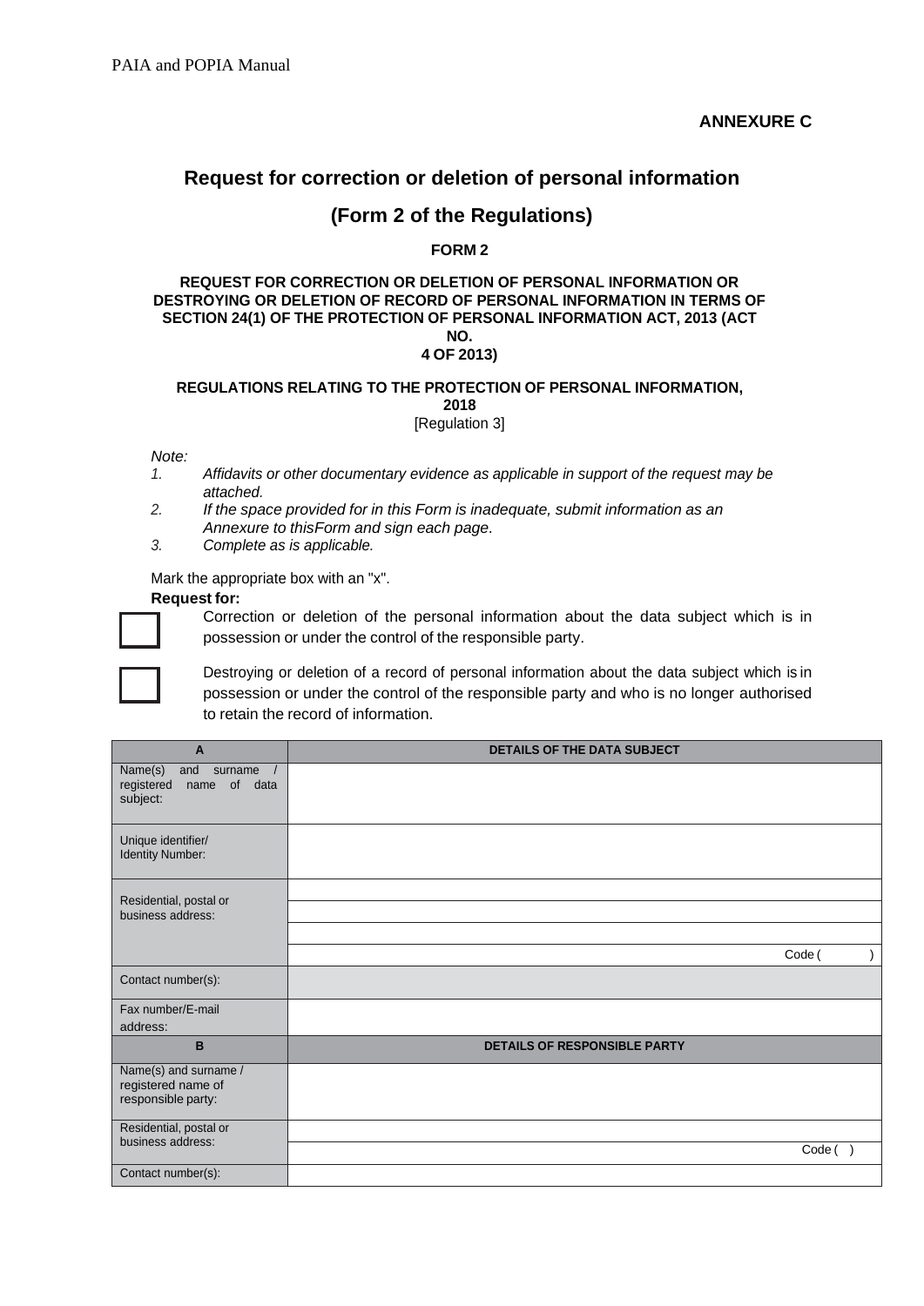**ANNEXURE C**

# Request for correction or deletion of personal information

## (Form 2 of the Regulations)

**FORM 2**

**REQUEST FOR CORRECTION OR DELETION OF PERSONAL INFORMATION OR DESTROYING OR DELETION OF RECORD OF PERSONAL INFORMATION IN TERMS OF SECTION 24(1) OF THE PROTECTION OF PERSONAL INFORMATION ACT, 2013 (ACT NO. 4 OF 2013)**

**REGULATIONS RELATING TO THE PROTECTION OF PERSONAL INFORMATION, 2018**
[Regulation 3]

*Note:*

1. *Affidavits or other documentary evidence as applicable in support of the request may be attached.*
2. *If the space provided for in this Form is inadequate, submit information as an Annexure to thisForm and sign each page.*
3. *Complete as is applicable.*

Mark the appropriate box with an "x".

**Request for:**

☐ Correction or deletion of the personal information about the data subject which is in possession or under the control of the responsible party.

☐ Destroying or deletion of a record of personal information about the data subject which is in possession or under the control of the responsible party and who is no longer authorised to retain the record of information.

| A | DETAILS OF THE DATA SUBJECT |
|---|---|
| Name(s) and surname / registered name of data subject: | |
| Unique identifier/ Identity Number: | |
| Residential, postal or business address: | |
| | |
| | |
| | Code ( ) |
| Contact number(s): | |
| Fax number/E-mail address: | |
| **B** | **DETAILS OF RESPONSIBLE PARTY** |
| Name(s) and surname / registered name of responsible party: | |
| Residential, postal or business address: | |
| | Code ( ) |
| Contact number(s): | |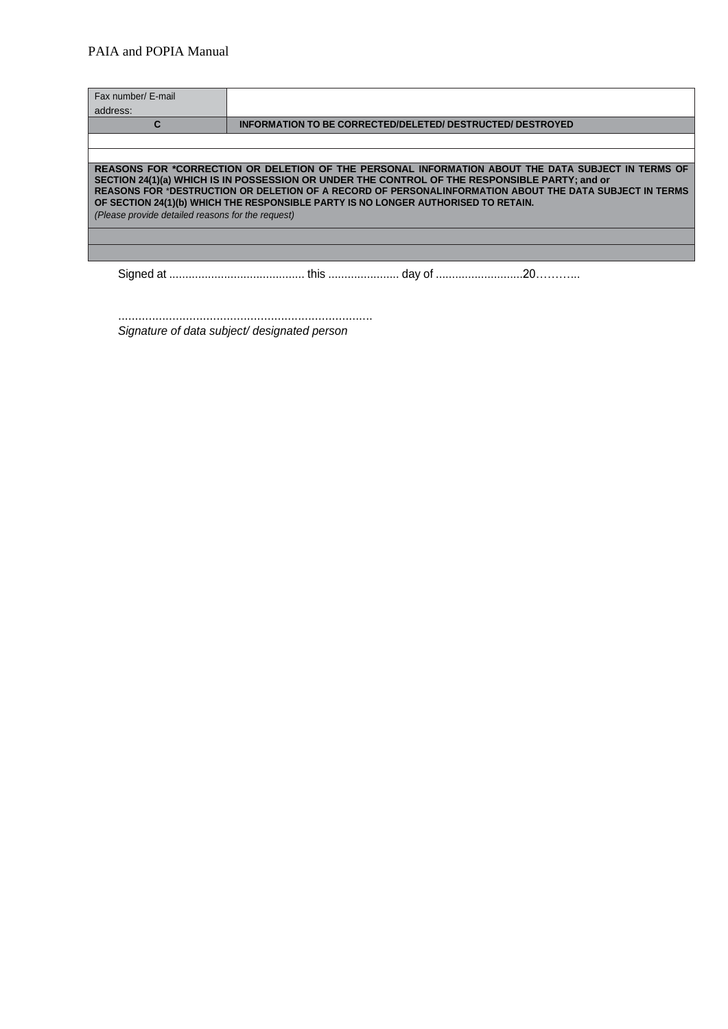| | |
|---|---|
| Fax number/ E-mail address: | |
| **C** | **INFORMATION TO BE CORRECTED/DELETED/ DESTRUCTED/ DESTROYED** |
| | |
| | |
| **REASONS FOR *CORRECTION OR DELETION OF THE PERSONAL INFORMATION ABOUT THE DATA SUBJECT IN TERMS OF SECTION 24(1)(a) WHICH IS IN POSSESSION OR UNDER THE CONTROL OF THE RESPONSIBLE PARTY; and or REASONS FOR *DESTRUCTION OR DELETION OF A RECORD OF PERSONALINFORMATION ABOUT THE DATA SUBJECT IN TERMS OF SECTION 24(1)(b) WHICH THE RESPONSIBLE PARTY IS NO LONGER AUTHORISED TO RETAIN.** *(Please provide detailed reasons for the request)* | |
| | |
| | |

Signed at .......................................... this ...................... day of ...........................20………..

..........................................................................
*Signature of data subject/ designated person*